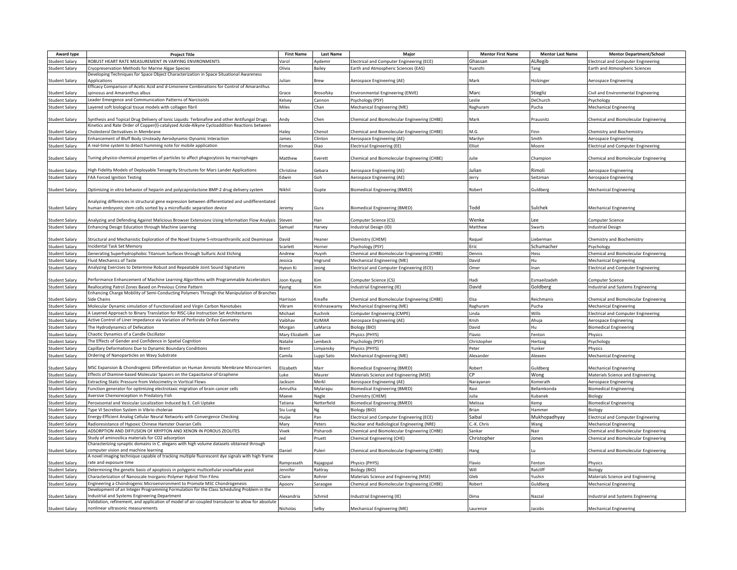| Award type | Project Title | First Name | Last Name | Major | Mentor First Name | Mentor Last Name | Mentor Department/School |
|---|---|---|---|---|---|---|---|
| Student Salary | ROBUST HEART RATE MEASUREMENT IN VARYING ENVIRONMENTS | Varol | Aydemir | Electrical and Computer Engineering (ECE) | Ghassan | ALRegib | Electrical and Computer Engineering |
| Student Salary | Cryopreservation Methods for Marine Algae Species | Olivia | Bailey | Earth and Atmospheric Sciences (EAS) | Yuanzhi | Tang | Earth and Atmospheric Sciences |
| Student Salary | Developing Techniques for Space Object Characterization in Space Situational Awareness Applications | Julian | Brew | Aerospace Engineering (AE) | Mark | Holzinger | Aerospace Engineering |
| Student Salary | Efficacy Comparison of Acetic Acid and d-Limonene Combinations for Control of Amaranthus spinosus and Amaranthus albus | Grace | Brosofsky | Environmental Engineering (ENVE) | Marc | Stiegliz | Civil and Environmental Engineering |
| Student Salary | Leader Emergence and Communication Patterns of Narcissists | Kelsey | Cannon | Psychology (PSY) | Leslie | DeChurch | Psychology |
| Student Salary | Layered soft biological tissue models with collagen fibril | Miles | Chan | Mechanical Engineering (ME) | Raghuram | Pucha | Mechanical Engineering |
| Student Salary | Synthesis and Topical Drug Delivery of Ionic Liquids: Terbinafine and other Antifungal Drugs | Andy | Chen | Chemical and Biomolecular Engineering (CHBE) | Mark | Prausnitz | Chemical and Biomolecular Engineering |
| Student Salary | Kinetics and Rate Order of Copper(I)-catalyzed Azide-Alkyne Cycloaddition Reactions between Cholesterol Derivatives in Membrane | Haley | Chenot | Chemical and Biomolecular Engineering (CHBE) | M.G. | Finn | Chemistry and Biochemistry |
| Student Salary | Enhancement of Bluff Body Unsteady Aerodynamic-Dynamic Interaction | James | Clinton | Aerospace Engineering (AE) | Marilyn | Smith | Aerospace Engineering |
| Student Salary | A real-time system to detect humming note for mobile application | Enmao | Diao | Electrical Engineering (EE) | Elliot | Moore | Electrical and Computer Engineering |
| Student Salary | Tuning physico-chemical properties of particles to affect phagocytosis by macrophages | Matthew | Everett | Chemical and Biomolecular Engineering (CHBE) | Julie | Champion | Chemical and Biomolecular Engineering |
| Student Salary | High Fidelity Models of Deployable Tensegrity Structures for Mars Lander Applications | Christine | Gebara | Aerospace Engineering (AE) | Julian | Rimoli | Aerospace Engineering |
| Student Salary | FAA Forced Ignition Testing | Edwin | Goh | Aerospace Engineering (AE) | Jerry | Seitzman | Aerospace Engineering |
| Student Salary | Optimizing in vitro behavior of heparin and polycaprolactone BMP-2 drug delivery system | Nikhil | Gupte | Biomedical Engineering (BMED) | Robert | Guldberg | Mechanical Engineering |
| Student Salary | Analyzing differences in structural gene expression between differentiated and undifferentiated human embryonic stem cells sorted by a microfluidic separation device | Jeremy | Gura | Biomedical Engineering (BMED) | Todd | Sulchek | Mechanical Engineering |
| Student Salary | Analyzing and Defending Against Malicious Browser Extensions Using Information Flow Analysis | Steven | Han | Computer Science (CS) | Wenke | Lee | Computer Science |
| Student Salary | Enhancing Design Education through Machine Learning | Samuel | Harvey | Industrial Design (ID) | Matthew | Swarts | Industrial Design |
| Student Salary | Structural and Mechanistic Exploration of the Novel Enzyme 5-nitroanthranilic acid Deaminase | David | Heaner | Chemistry (CHEM) | Raquel | Lieberman | Chemistry and Biochemistry |
| Student Salary | Incidental Task Set Memory | Scarlett | Horner | Psychology (PSY) | Eric | Schumacher | Psychology |
| Student Salary | Generating Superhydrophobic Titanium Surfaces through Sulfuric Acid Etching | Andrew | Huynh | Chemical and Biomolecular Engineering (CHBE) | Dennis | Hess | Chemical and Biomolecular Engineering |
| Student Salary | Fluid Mechanics of Taste | Jessica | Imgrund | Mechanical Engineering (ME) | David | Hu | Mechanical Engineering |
| Student Salary | Analyzing Exercises to Determine Robust and Repeatable Joint Sound Signatures | Hyeon Ki | Jeong | Electrical and Computer Engineering (ECE) | Omer | Inan | Electrical and Computer Engineering |
| Student Salary | Performance Enhancement of Machine Learning Algorithms with Programmable Accelerators | Joon Kyung | Kim | Computer Science (CS) | Hadi | Esmaeilzadeh | Computer Science |
| Student Salary | Reallocating Patrol Zones Based on Previous Crime Pattern | Kyung | Kim | Industrial Engineering (IE) | David | Goldberg | Industrial and Systems Engineering |
| Student Salary | Enhancing Charge Mobility of Semi-Conducting Polymers Through the Manipulation of Branches Side Chains | Harrison | Kreafle | Chemical and Biomolecular Engineering (CHBE) | Elsa | Reichmanis | Chemical and Biomolecular Engineering |
| Student Salary | Molecular Dynamic simulation of Functionalized and Virgin Carbon Nanotubes | Vikram | Krishnaswamy | Mechanical Engineering (ME) | Raghuram | Pucha | Mechanical Engineering |
| Student Salary | A Layered Approach to Binary Translation for RISC-Like Instruction Set Architectures | Michael | Kuchnik | Computer Engineering (CMPE) | Linda | Wills | Electrical and Computer Engineering |
| Student Salary | Active Control of Liner Impedance via Variation of Perforate Orifice Geometry | Vaibhav | KUMAR | Aerospace Engineering (AE) | Krish | Ahuja | Aerospace Engineering |
| Student Salary | The Hydrodynamics of Defecation | Morgan | LaMarca | Biology (BIO) | David | Hu | Biomedical Engineering |
| Student Salary | Chaotic Dynamics of a Candle Oscillator | Mary Elizabeth | Lee | Physics (PHYS) | Flavio | Fenton | Physics |
| Student Salary | The Effects of Gender and Confidence in Spatial Cognition | Natalie | Lembeck | Psychology (PSY) | Christopher | Hertzog | Psychology |
| Student Salary | Capillary Deformations Due to Dynamic Boundary Conditions | Brent | Limyansky | Physics (PHYS) | Peter | Yunker | Physics |
| Student Salary | Ordering of Nanoparticles on Wavy Substrate | Camila | Luppi Sato | Mechanical Engineering (ME) | Alexander | Alexeev | Mechanical Engineering |
| Student Salary | MSC Expansion & Chondrogenic Differentiation on Human Amniotic Membrane Microcarriers | Elizabeth | Marr | Biomedical Engineering (BMED) | Robert | Guldberg | Mechanical Engineering |
| Student Salary | Effects of Diamine-based Molecular Spacers on the Capacitance of Graphene | Luke | Maurer | Materials Science and Engineering (MSE) | CP | Wong | Materials Science and Engineering |
| Student Salary | Extracting Static Pressure from Velocimetry in Vortical Flows | Jackson | Merkl | Aerospace Engineering (AE) | Narayanan | Komerath | Aerospace Engineering |
| Student Salary | Function generator for optimizing electrotaxic migration of brain cancer cells | Amrutha | Mylarapu | Biomedical Engineering (BMED) | Ravi | Bellamkonda | Biomedical Engineering |
| Student Salary | Aversive Chemoreception in Predatory Fish | Maeve | Nagle | Chemistry (CHEM) | Julia | Kubanek | Biology |
| Student Salary | Peroxisomal and Vesicular Localization Induced by E. Coli Uptake | Tatiana | Netterfield | Biomedical Engineering (BMED) | Melissa | Kemp | Biomedical Engineering |
| Student Salary | Type VI Secretion System in Vibrio cholerae | Siu Lung | Ng | Biology (BIO) | Brian | Hammer | Biology |
| Student Salary | Energy-Efficient Analog Cellular Neural Networks with Convergence Checking | Huijie | Pan | Electrical and Computer Engineering (ECE) | Saibal | Mukhopadhyay | Electrical and Computer Engineering |
| Student Salary | Radioresistance of Hypoxic Chinese Hamster Ovarian Cells | Mary | Peters | Nuclear and Radiological Engineering (NRE) | C.-K. Chris | Wang | Mechanical Engineering |
| Student Salary | ADSORPTION AND DIFFUSION OF KRYPTON AND XENON IN POROUS ZEOLITES | Vivek | Pisharodi | Chemical and Biomolecular Engineering (CHBE) | Sankar | Nair | Chemical and Biomolecular Engineering |
| Student Salary | Study of aminosilica materials for CO2 adsorption | Jed | Pruett | Chemical Engineering (CHE) | Christopher | Jones | Chemical and Biomolecular Engineering |
| Student Salary | Characterizing synaptic domains in C. elegans with high volume datasets obtained through computer vision and machine learning | Daniel | Puleri | Chemical and Biomolecular Engineering (CHBE) | Hang | Lu | Chemical and Biomolecular Engineering |
| Student Salary | A novel imaging technique capable of tracking multiple fluorescent dye signals with high frame rate and exposure time | Ramprasath | Rajagopal | Physics (PHYS) | Flavio | Fenton | Physics |
| Student Salary | Determining the genetic basis of apoptosis in polygenic multicellular snowflake yeast | Jennifer | Rattray | Biology (BIO) | Will | Ratcliff | Biology |
| Student Salary | Characterization of Nanoscale Inorganic-Polymer Hybrid Thin Films | Claire | Rohrer | Materials Science and Engineering (MSE) | Gleb | Yushin | Materials Science and Engineering |
| Student Salary | Engineering a Chondrogenic Microenvironment to Promote MSC Chondrogenesis | Apoorv | Saraogee | Chemical and Biomolecular Engineering (CHBE) | Robert | Guldberg | Mechanical Engineering |
| Student Salary | Development of an Integer Programming Formulation for the Class Scheduling Problem in the Industrial and Systems Engineering Department | Alexandria | Schmid | Industrial Engineering (IE) | Dima | Nazzal | Industrial and Systems Engineering |
| Student Salary | Validation, refinement, and application of model of air-coupled transducer to allow for absolute nonlinear ultrasonic measurements | Nicholas | Selby | Mechanical Engineering (ME) | Laurence | Jacobs | Mechanical Engineering |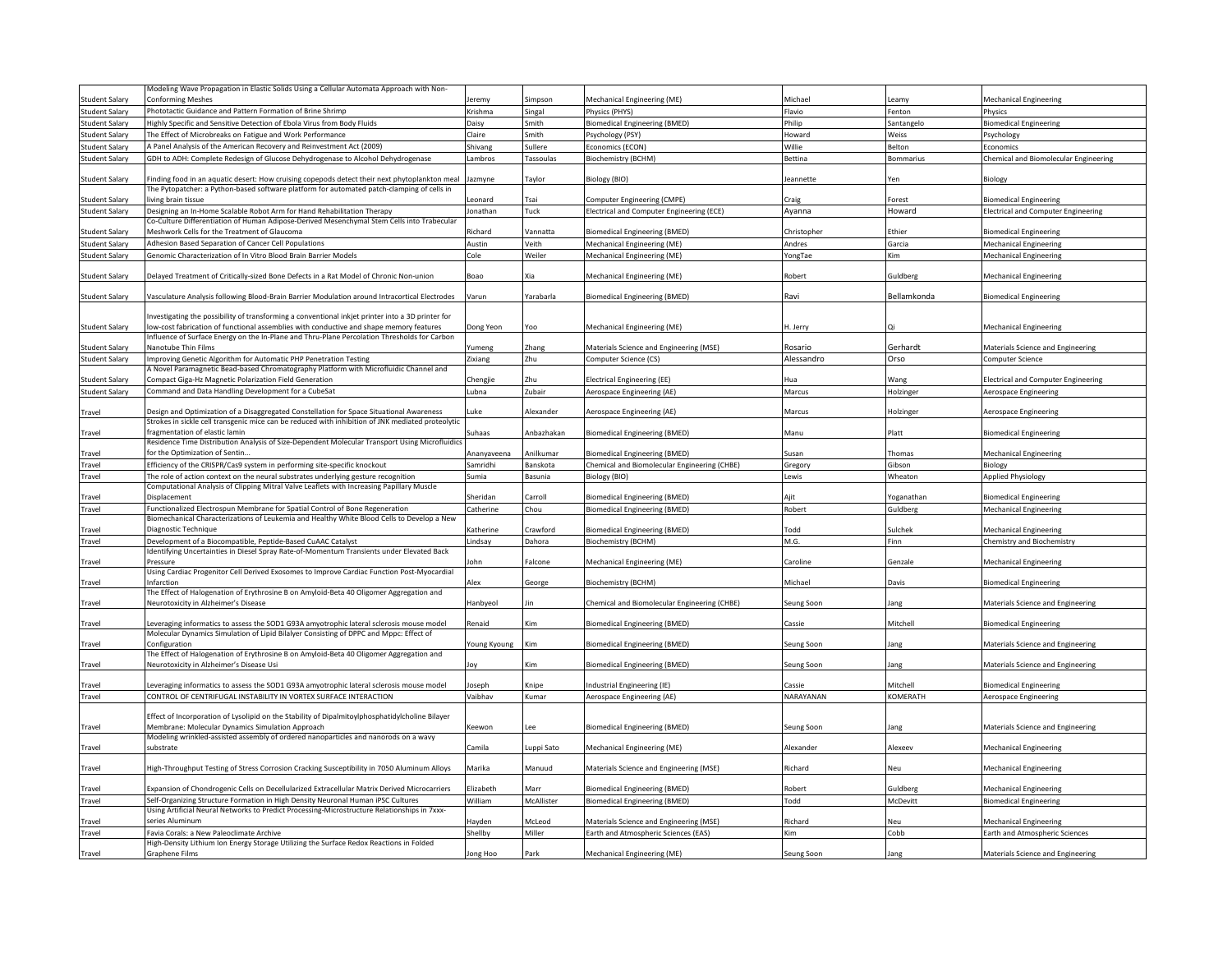| | | | | | | | |
|---|---|---|---|---|---|---|---|
| Student Salary | Modeling Wave Propagation in Elastic Solids Using a Cellular Automata Approach with Non-Conforming Meshes | Jeremy | Simpson | Mechanical Engineering (ME) | Michael | Leamy | Mechanical Engineering |
| Student Salary | Phototactic Guidance and Pattern Formation of Brine Shrimp | Krishma | Singal | Physics (PHYS) | Flavio | Fenton | Physics |
| Student Salary | Highly Specific and Sensitive Detection of Ebola Virus from Body Fluids | Daisy | Smith | Biomedical Engineering (BMED) | Philip | Santangelo | Biomedical Engineering |
| Student Salary | The Effect of Microbreaks on Fatigue and Work Performance | Claire | Smith | Psychology (PSY) | Howard | Weiss | Psychology |
| Student Salary | A Panel Analysis of the American Recovery and Reinvestment Act (2009) | Shivang | Sullere | Economics (ECON) | Willie | Belton | Economics |
| Student Salary | GDH to ADH: Complete Redesign of Glucose Dehydrogenase to Alcohol Dehydrogenase | Lambros | Tassoulas | Biochemistry (BCHM) | Bettina | Bommarius | Chemical and Biomolecular Engineering |
| Student Salary | Finding food in an aquatic desert: How cruising copepods detect their next phytoplankton meal | Jazmyne | Taylor | Biology (BIO) | Jeannette | Yen | Biology |
| Student Salary | The Pytopatcher: a Python-based software platform for automated patch-clamping of cells in living brain tissue | Leonard | Tsai | Computer Engineering (CMPE) | Craig | Forest | Biomedical Engineering |
| Student Salary | Designing an In-Home Scalable Robot Arm for Hand Rehabilitation Therapy | Jonathan | Tuck | Electrical and Computer Engineering (ECE) | Ayanna | Howard | Electrical and Computer Engineering |
| Student Salary | Co-Culture Differentiation of Human Adipose-Derived Mesenchymal Stem Cells into Trabecular Meshwork Cells for the Treatment of Glaucoma | Richard | Vannatta | Biomedical Engineering (BMED) | Christopher | Ethier | Biomedical Engineering |
| Student Salary | Adhesion Based Separation of Cancer Cell Populations | Austin | Veith | Mechanical Engineering (ME) | Andres | Garcia | Mechanical Engineering |
| Student Salary | Genomic Characterization of In Vitro Blood Brain Barrier Models | Cole | Weiler | Mechanical Engineering (ME) | YongTae | Kim | Mechanical Engineering |
| Student Salary | Delayed Treatment of Critically-sized Bone Defects in a Rat Model of Chronic Non-union | Boao | Xia | Mechanical Engineering (ME) | Robert | Guldberg | Mechanical Engineering |
| Student Salary | Vasculature Analysis following Blood-Brain Barrier Modulation around Intracortical Electrodes | Varun | Yarabarla | Biomedical Engineering (BMED) | Ravi | Bellamkonda | Biomedical Engineering |
| Student Salary | Investigating the possibility of transforming a conventional inkjet printer into a 3D printer for low-cost fabrication of functional assemblies with conductive and shape memory features | Dong Yeon | Yoo | Mechanical Engineering (ME) | H. Jerry | Qi | Mechanical Engineering |
| Student Salary | Influence of Surface Energy on the In-Plane and Thru-Plane Percolation Thresholds for Carbon Nanotube Thin Films | Yumeng | Zhang | Materials Science and Engineering (MSE) | Rosario | Gerhardt | Materials Science and Engineering |
| Student Salary | Improving Genetic Algorithm for Automatic PHP Penetration Testing | Zixiang | Zhu | Computer Science (CS) | Alessandro | Orso | Computer Science |
| Student Salary | A Novel Paramagnetic Bead-based Chromatography Platform with Microfluidic Channel and Compact Giga-Hz Magnetic Polarization Field Generation | Chengjie | Zhu | Electrical Engineering (EE) | Hua | Wang | Electrical and Computer Engineering |
| Student Salary | Command and Data Handling Development for a CubeSat | Lubna | Zubair | Aerospace Engineering (AE) | Marcus | Holzinger | Aerospace Engineering |
| Travel | Design and Optimization of a Disaggregated Constellation for Space Situational Awareness | Luke | Alexander | Aerospace Engineering (AE) | Marcus | Holzinger | Aerospace Engineering |
| Travel | Strokes in sickle cell transgenic mice can be reduced with inhibition of JNK mediated proteolytic fragmentation of elastic lamin | Suhaas | Anbazhakan | Biomedical Engineering (BMED) | Manu | Platt | Biomedical Engineering |
| Travel | Residence Time Distribution Analysis of Size-Dependent Molecular Transport Using Microfluidics for the Optimization of Sentin... | Ananyaveena | Anilkumar | Biomedical Engineering (BMED) | Susan | Thomas | Mechanical Engineering |
| Travel | Efficiency of the CRISPR/Cas9 system in performing site-specific knockout | Samridhi | Banskota | Chemical and Biomolecular Engineering (CHBE) | Gregory | Gibson | Biology |
| Travel | The role of action context on the neural substrates underlying gesture recognition | Sumia | Basunia | Biology (BIO) | Lewis | Wheaton | Applied Physiology |
| Travel | Computational Analysis of Clipping Mitral Valve Leaflets with Increasing Papillary Muscle Displacement | Sheridan | Carroll | Biomedical Engineering (BMED) | Ajit | Yoganathan | Biomedical Engineering |
| Travel | Functionalized Electrospun Membrane for Spatial Control of Bone Regeneration | Catherine | Chou | Biomedical Engineering (BMED) | Robert | Guldberg | Mechanical Engineering |
| Travel | Biomechanical Characterizations of Leukemia and Healthy White Blood Cells to Develop a New Diagnostic Technique | Katherine | Crawford | Biomedical Engineering (BMED) | Todd | Sulchek | Mechanical Engineering |
| Travel | Development of a Biocompatible, Peptide-Based CuAAC Catalyst | Lindsay | Dahora | Biochemistry (BCHM) | M.G. | Finn | Chemistry and Biochemistry |
| Travel | Identifying Uncertainties in Diesel Spray Rate-of-Momentum Transients under Elevated Back Pressure | John | Falcone | Mechanical Engineering (ME) | Caroline | Genzale | Mechanical Engineering |
| Travel | Using Cardiac Progenitor Cell Derived Exosomes to Improve Cardiac Function Post-Myocardial Infarction | Alex | George | Biochemistry (BCHM) | Michael | Davis | Biomedical Engineering |
| Travel | The Effect of Halogenation of Erythrosine B on Amyloid-Beta 40 Oligomer Aggregation and Neurotoxicity in Alzheimer's Disease | Hanbyeol | Jin | Chemical and Biomolecular Engineering (CHBE) | Seung Soon | Jang | Materials Science and Engineering |
| Travel | Leveraging informatics to assess the SOD1 G93A amyotrophic lateral sclerosis mouse model | Renaid | Kim | Biomedical Engineering (BMED) | Cassie | Mitchell | Biomedical Engineering |
| Travel | Molecular Dynamics Simulation of Lipid Bilayer Consisting of DPPC and Mppc: Effect of Configuration | Young Kyoung | Kim | Biomedical Engineering (BMED) | Seung Soon | Jang | Materials Science and Engineering |
| Travel | The Effect of Halogenation of Erythrosine B on Amyloid-Beta 40 Oligomer Aggregation and Neurotoxicity in Alzheimer's Disease Usi | Joy | Kim | Biomedical Engineering (BMED) | Seung Soon | Jang | Materials Science and Engineering |
| Travel | Leveraging informatics to assess the SOD1 G93A amyotrophic lateral sclerosis mouse model | Joseph | Knipe | Industrial Engineering (IE) | Cassie | Mitchell | Biomedical Engineering |
| Travel | CONTROL OF CENTRIFUGAL INSTABILITY IN VORTEX SURFACE INTERACTION | Vaibhav | Kumar | Aerospace Engineering (AE) | NARAYANAN | KOMERATH | Aerospace Engineering |
| Travel | Effect of Incorporation of Lysolipid on the Stability of Dipalmitoylphosphatidylcholine Bilayer Membrane: Molecular Dynamics Simulation Approach | Keewon | Lee | Biomedical Engineering (BMED) | Seung Soon | Jang | Materials Science and Engineering |
| Travel | Modeling wrinkled-assisted assembly of ordered nanoparticles and nanorods on a wavy substrate | Camila | Luppi Sato | Mechanical Engineering (ME) | Alexander | Alexeev | Mechanical Engineering |
| Travel | High-Throughput Testing of Stress Corrosion Cracking Susceptibility in 7050 Aluminum Alloys | Marika | Manuud | Materials Science and Engineering (MSE) | Richard | Neu | Mechanical Engineering |
| Travel | Expansion of Chondrogenic Cells on Decellularized Extracellular Matrix Derived Microcarriers | Elizabeth | Marr | Biomedical Engineering (BMED) | Robert | Guldberg | Mechanical Engineering |
| Travel | Self-Organizing Structure Formation in High Density Neuronal Human iPSC Cultures | William | McAllister | Biomedical Engineering (BMED) | Todd | McDevitt | Biomedical Engineering |
| Travel | Using Artificial Neural Networks to Predict Processing-Microstructure Relationships in 7xxx-series Aluminum | Hayden | McLeod | Materials Science and Engineering (MSE) | Richard | Neu | Mechanical Engineering |
| Travel | Favia Corals: a New Paleoclimate Archive | Shellby | Miller | Earth and Atmospheric Sciences (EAS) | Kim | Cobb | Earth and Atmospheric Sciences |
| Travel | High-Density Lithium Ion Energy Storage Utilizing the Surface Redox Reactions in Folded Graphene Films | Jong Hoo | Park | Mechanical Engineering (ME) | Seung Soon | Jang | Materials Science and Engineering |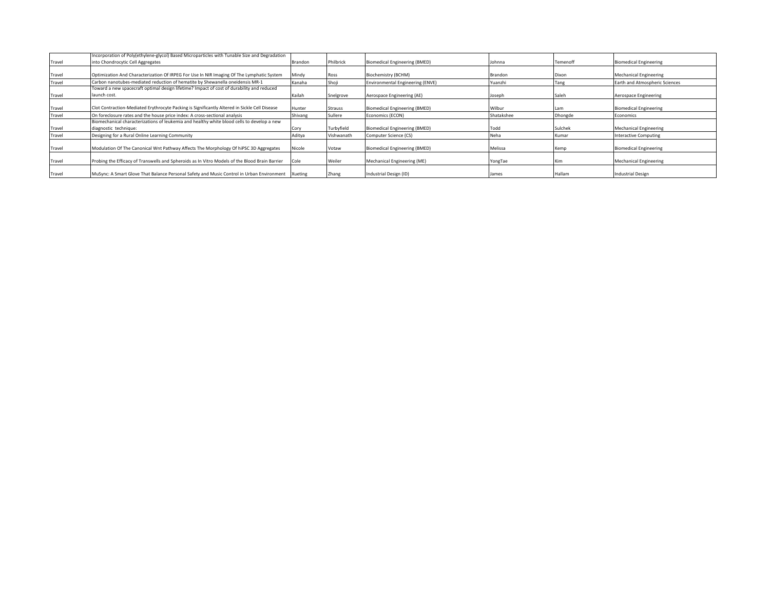| | | | | | | | |
|---|---|---|---|---|---|---|---|
| Travel | Incorporation of Poly(ethylene-glycol) Based Microparticles with Tunable Size and Degradation into Chondrocytic Cell Aggregates | Brandon | Philbrick | Biomedical Engineering (BMED) | Johnna | Temenoff | Biomedical Engineering |
| Travel | Optimization And Characterization Of IRPEG For Use In NIR Imaging Of The Lymphatic System | Mindy | Ross | Biochemistry (BCHM) | Brandon | Dixon | Mechanical Engineering |
| Travel | Carbon nanotubes-mediated reduction of hematite by Shewanella oneidensis MR-1 | Kanaha | Shoji | Environmental Engineering (ENVE) | Yuanzhi | Tang | Earth and Atmospheric Sciences |
| Travel | Toward a new spacecraft optimal design lifetime? Impact of cost of durability and reduced launch cost. | Kailah | Snelgrove | Aerospace Engineering (AE) | Joseph | Saleh | Aerospace Engineering |
| Travel | Clot Contraction-Mediated Erythrocyte Packing is Significantly Altered in Sickle Cell Disease | Hunter | Strauss | Biomedical Engineering (BMED) | Wilbur | Lam | Biomedical Engineering |
| Travel | On foreclosure rates and the house price index: A cross-sectional analysis | Shivang | Sullere | Economics (ECON) | Shatakshee | Dhongde | Economics |
| Travel | Biomechanical characterizations of leukemia and healthy white blood cells to develop a new diagnostic technique: | Cory | Turbyfield | Biomedical Engineering (BMED) | Todd | Sulchek | Mechanical Engineering |
| Travel | Designing for a Rural Online Learning Community | Aditya | Vishwanath | Computer Science (CS) | Neha | Kumar | Interactive Computing |
| Travel | Modulation Of The Canonical Wnt Pathway Affects The Morphology Of hiPSC 3D Aggregates | Nicole | Votaw | Biomedical Engineering (BMED) | Melissa | Kemp | Biomedical Engineering |
| Travel | Probing the Efficacy of Transwells and Spheroids as In Vitro Models of the Blood Brain Barrier | Cole | Weiler | Mechanical Engineering (ME) | YongTae | Kim | Mechanical Engineering |
| Travel | MuSync: A Smart Glove That Balance Personal Safety and Music Control in Urban Environment | Xueting | Zhang | Industrial Design (ID) | James | Hallam | Industrial Design |